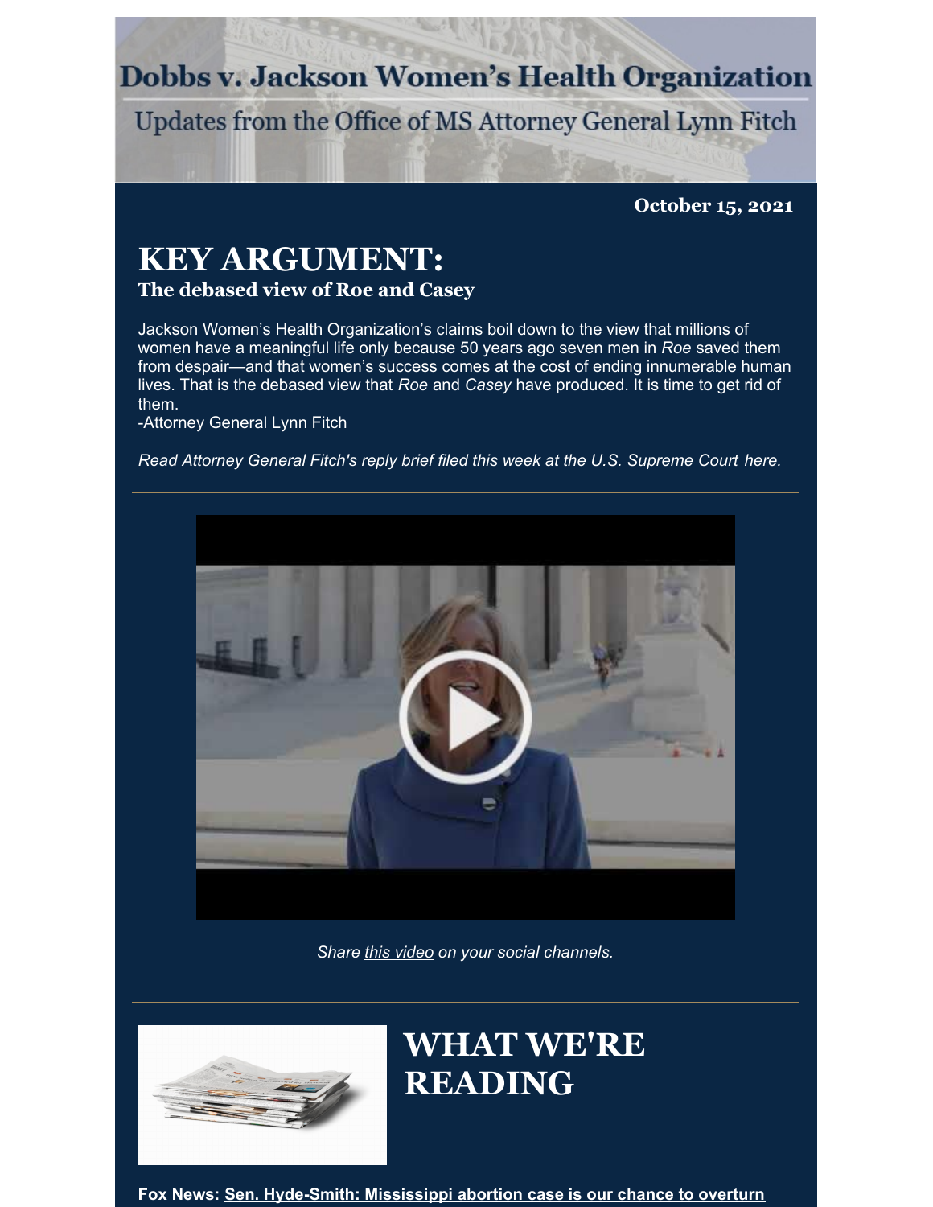# Dobbs v. Jackson Women's Health Organization

Updates from the Office of MS Attorney General Lynn Fitch

**October 15, 2021**

## KEY ARGUMENT:

### The debased view of Roe and Casey

Jackson Women's Health Organization's claims boil down to the view that millions of women have a meaningful life only because 50 years ago seven men in *Roe* saved them from despair—and that women's success comes at the cost of ending innumerable human lives. That is the debased view that *Roe* and *Casey* have produced. It is time to get rid of them.
-Attorney General Lynn Fitch

*Read Attorney General Fitch's reply brief filed this week at the U.S. Supreme Court here.*

---

*Share this video on your social channels.*

---

## WHAT WE'RE READING

**Fox News: Sen. Hyde-Smith: Mississippi abortion case is our chance to overturn**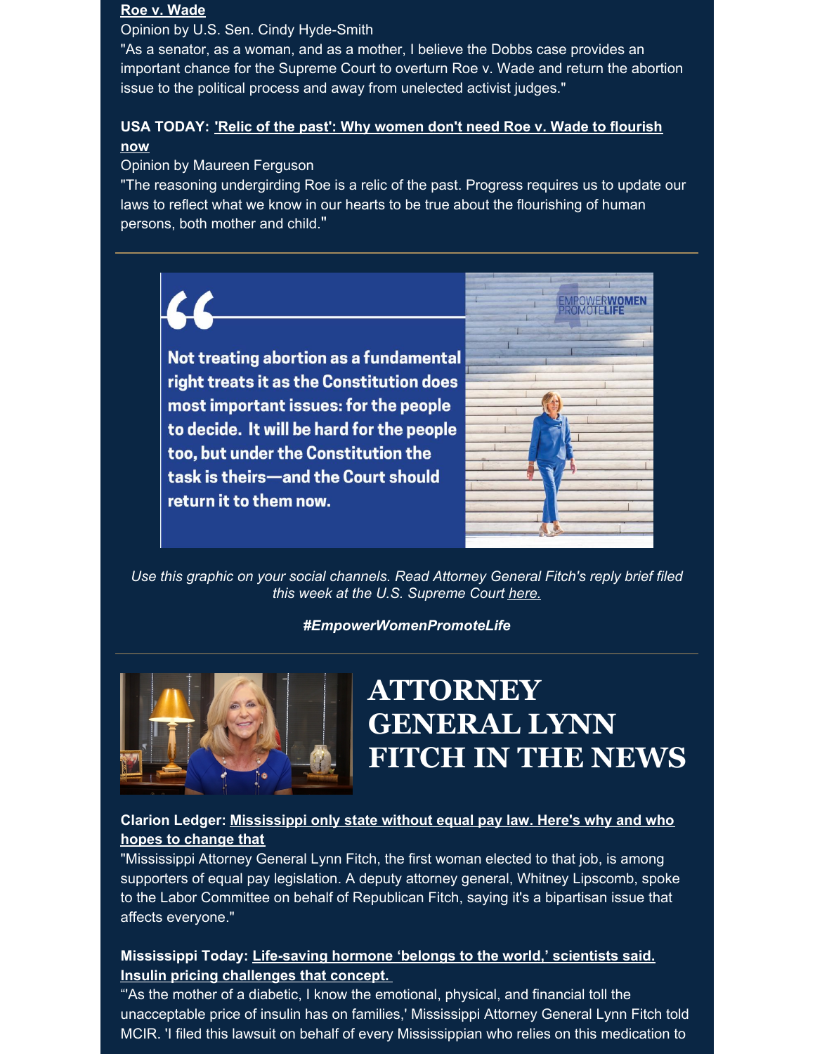**[Roe v. Wade](#)**

Opinion by U.S. Sen. Cindy Hyde-Smith

"As a senator, as a woman, and as a mother, I believe the Dobbs case provides an important chance for the Supreme Court to overturn Roe v. Wade and return the abortion issue to the political process and away from unelected activist judges."

**USA TODAY: ['Relic of the past': Why women don't need Roe v. Wade to flourish now](#)**

Opinion by Maureen Ferguson

"The reasoning undergirding Roe is a relic of the past. Progress requires us to update our laws to reflect what we know in our hearts to be true about the flourishing of human persons, both mother and child."

---

**Not treating abortion as a fundamental right treats it as the Constitution does most important issues: for the people to decide. It will be hard for the people too, but under the Constitution the task is theirs—and the Court should return it to them now.**

EMPOWER**WOMEN**
PROMOTE**LIFE**

*Use this graphic on your social channels. Read Attorney General Fitch's reply brief filed this week at the U.S. Supreme Court [here.](#)*

***#EmpowerWomenPromoteLife***

---

# ATTORNEY GENERAL LYNN FITCH IN THE NEWS

**Clarion Ledger: [Mississippi only state without equal pay law. Here's why and who hopes to change that](#)**

"Mississippi Attorney General Lynn Fitch, the first woman elected to that job, is among supporters of equal pay legislation. A deputy attorney general, Whitney Lipscomb, spoke to the Labor Committee on behalf of Republican Fitch, saying it's a bipartisan issue that affects everyone."

**Mississippi Today: [Life-saving hormone 'belongs to the world,' scientists said. Insulin pricing challenges that concept.](#)**

"'As the mother of a diabetic, I know the emotional, physical, and financial toll the unacceptable price of insulin has on families,' Mississippi Attorney General Lynn Fitch told MCIR. 'I filed this lawsuit on behalf of every Mississippian who relies on this medication to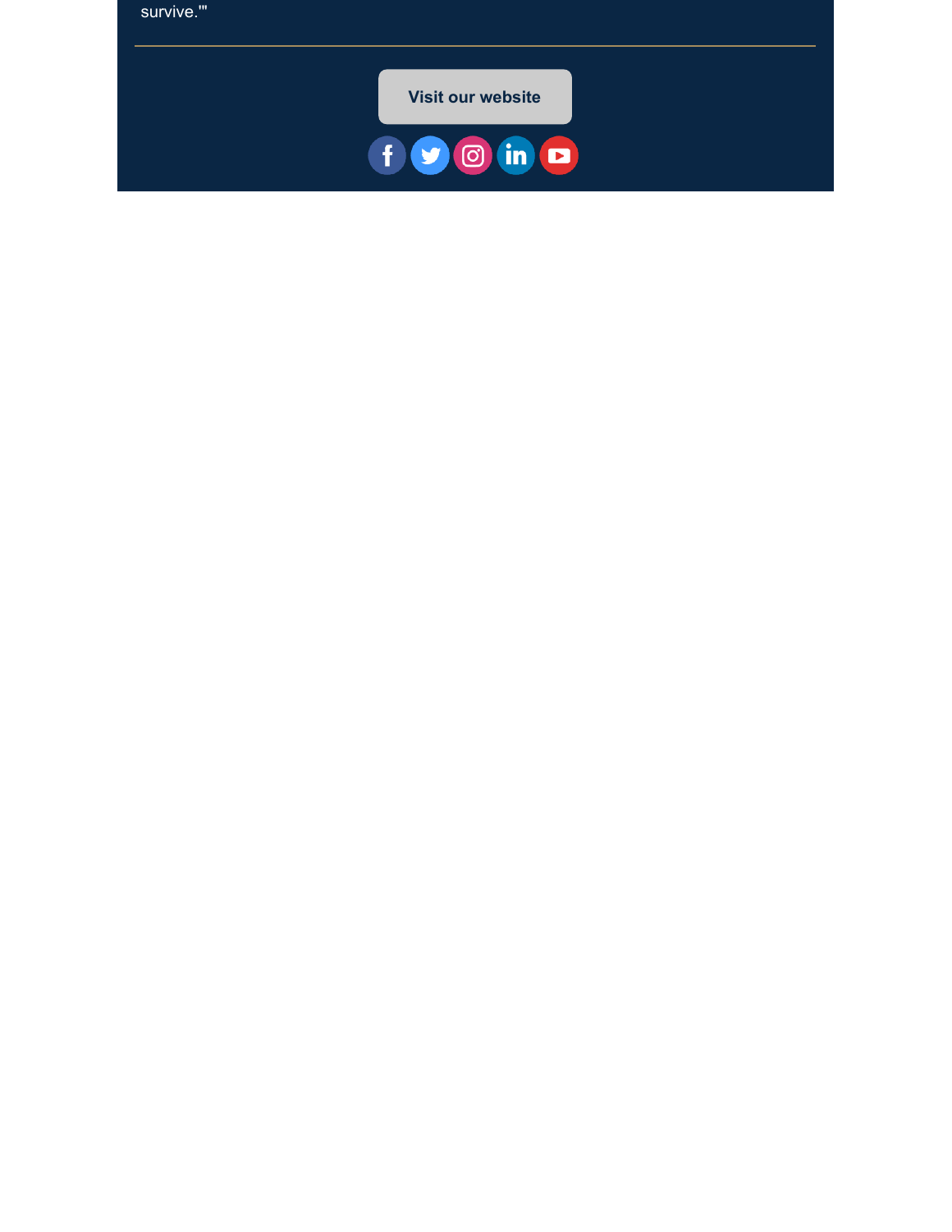survive.'"

---

Visit our website